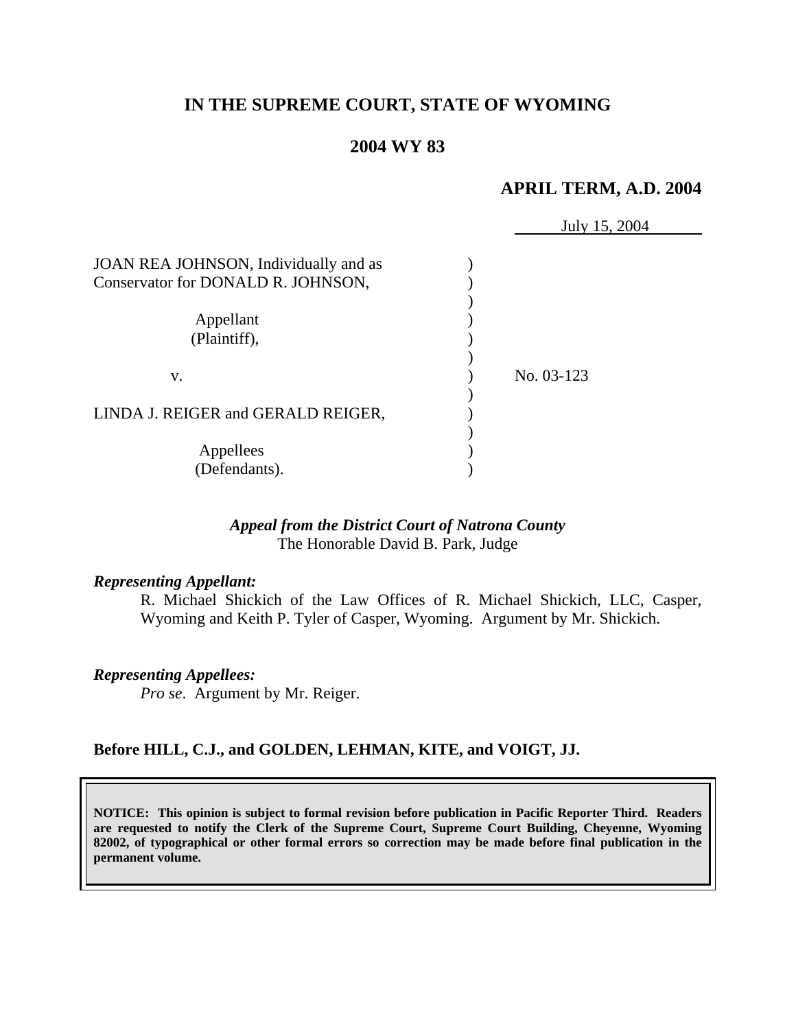**IN THE SUPREME COURT, STATE OF WYOMING**

**2004 WY 83**

**APRIL TERM, A.D. 2004**

July 15, 2004

| | | |
|---|---|---|
| JOAN REA JOHNSON, Individually and as Conservator for DONALD R. JOHNSON, | ) | |
| Appellant (Plaintiff), | ) | |
| v. | ) | No. 03-123 |
| LINDA J. REIGER and GERALD REIGER, | ) | |
| Appellees (Defendants). | ) | |

***Appeal from the District Court of Natrona County***
The Honorable David B. Park, Judge

***Representing Appellant:***

R. Michael Shickich of the Law Offices of R. Michael Shickich, LLC, Casper, Wyoming and Keith P. Tyler of Casper, Wyoming. Argument by Mr. Shickich.

***Representing Appellees:***

*Pro se*. Argument by Mr. Reiger.

**Before HILL, C.J., and GOLDEN, LEHMAN, KITE, and VOIGT, JJ.**

**NOTICE: This opinion is subject to formal revision before publication in Pacific Reporter Third. Readers are requested to notify the Clerk of the Supreme Court, Supreme Court Building, Cheyenne, Wyoming 82002, of typographical or other formal errors so correction may be made before final publication in the permanent volume.**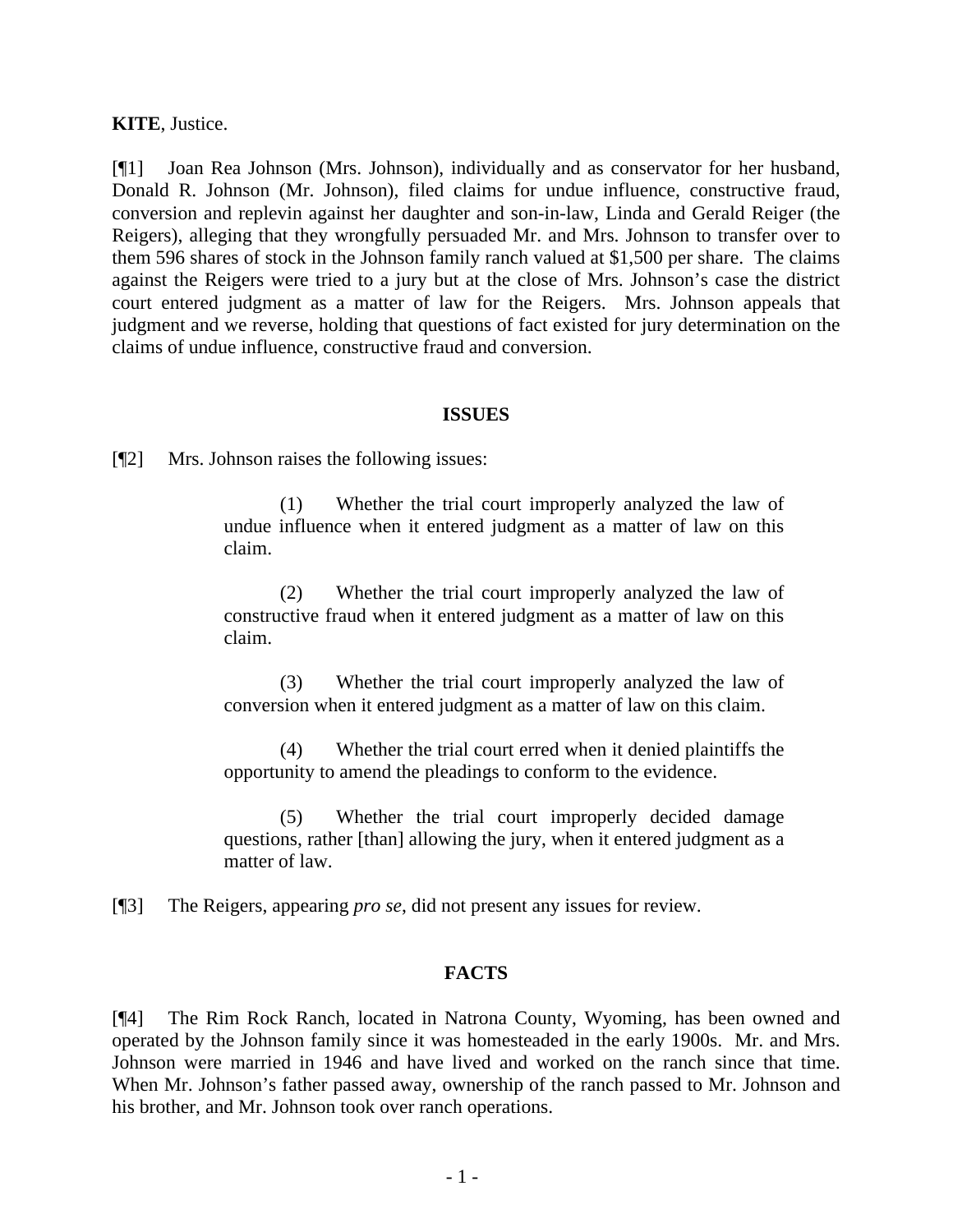**KITE**, Justice.

[¶1] Joan Rea Johnson (Mrs. Johnson), individually and as conservator for her husband, Donald R. Johnson (Mr. Johnson), filed claims for undue influence, constructive fraud, conversion and replevin against her daughter and son-in-law, Linda and Gerald Reiger (the Reigers), alleging that they wrongfully persuaded Mr. and Mrs. Johnson to transfer over to them 596 shares of stock in the Johnson family ranch valued at $1,500 per share. The claims against the Reigers were tried to a jury but at the close of Mrs. Johnson's case the district court entered judgment as a matter of law for the Reigers. Mrs. Johnson appeals that judgment and we reverse, holding that questions of fact existed for jury determination on the claims of undue influence, constructive fraud and conversion.

## ISSUES

[¶2] Mrs. Johnson raises the following issues:

> (1) Whether the trial court improperly analyzed the law of undue influence when it entered judgment as a matter of law on this claim.
>
> (2) Whether the trial court improperly analyzed the law of constructive fraud when it entered judgment as a matter of law on this claim.
>
> (3) Whether the trial court improperly analyzed the law of conversion when it entered judgment as a matter of law on this claim.
>
> (4) Whether the trial court erred when it denied plaintiffs the opportunity to amend the pleadings to conform to the evidence.
>
> (5) Whether the trial court improperly decided damage questions, rather [than] allowing the jury, when it entered judgment as a matter of law.

[¶3] The Reigers, appearing *pro se*, did not present any issues for review.

## FACTS

[¶4] The Rim Rock Ranch, located in Natrona County, Wyoming, has been owned and operated by the Johnson family since it was homesteaded in the early 1900s. Mr. and Mrs. Johnson were married in 1946 and have lived and worked on the ranch since that time. When Mr. Johnson's father passed away, ownership of the ranch passed to Mr. Johnson and his brother, and Mr. Johnson took over ranch operations.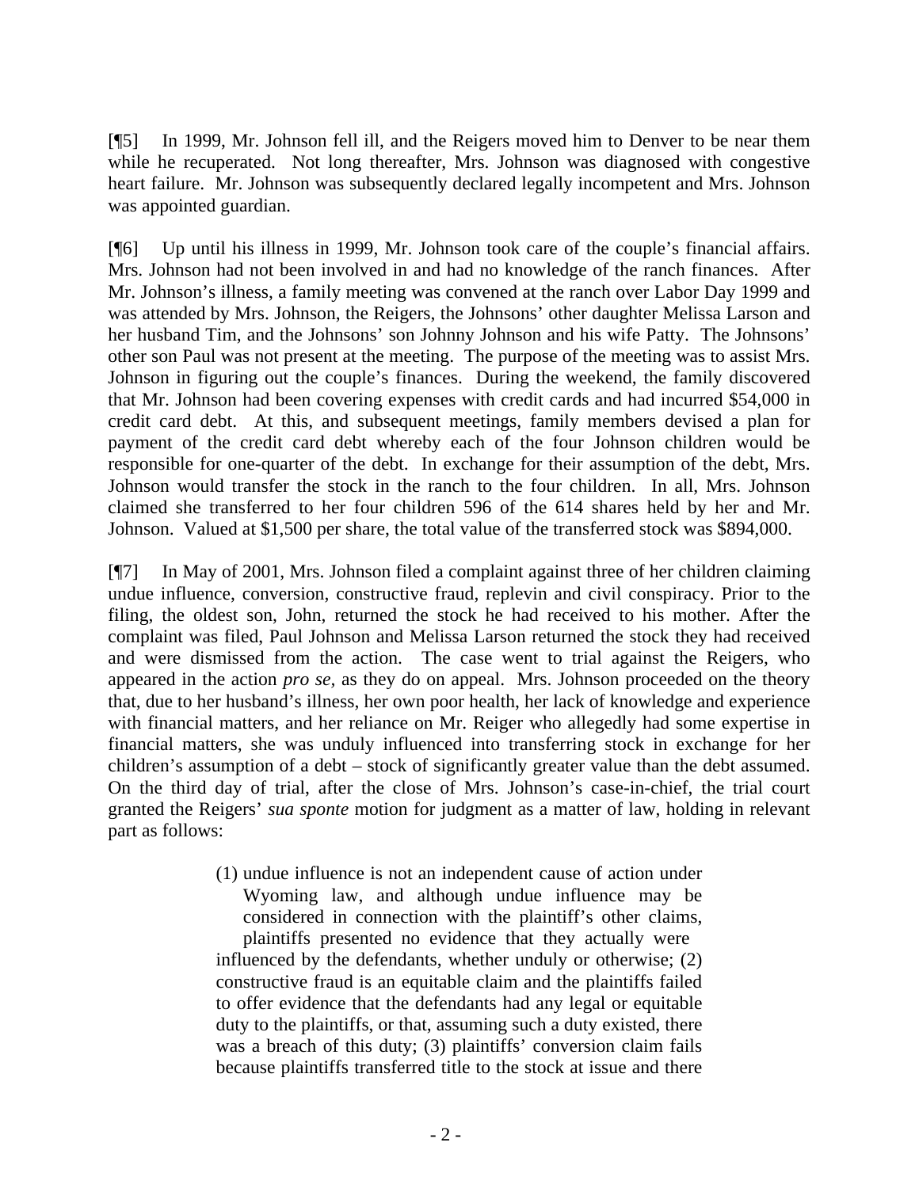[¶5] In 1999, Mr. Johnson fell ill, and the Reigers moved him to Denver to be near them while he recuperated. Not long thereafter, Mrs. Johnson was diagnosed with congestive heart failure. Mr. Johnson was subsequently declared legally incompetent and Mrs. Johnson was appointed guardian.

[¶6] Up until his illness in 1999, Mr. Johnson took care of the couple's financial affairs. Mrs. Johnson had not been involved in and had no knowledge of the ranch finances. After Mr. Johnson's illness, a family meeting was convened at the ranch over Labor Day 1999 and was attended by Mrs. Johnson, the Reigers, the Johnsons' other daughter Melissa Larson and her husband Tim, and the Johnsons' son Johnny Johnson and his wife Patty. The Johnsons' other son Paul was not present at the meeting. The purpose of the meeting was to assist Mrs. Johnson in figuring out the couple's finances. During the weekend, the family discovered that Mr. Johnson had been covering expenses with credit cards and had incurred $54,000 in credit card debt. At this, and subsequent meetings, family members devised a plan for payment of the credit card debt whereby each of the four Johnson children would be responsible for one-quarter of the debt. In exchange for their assumption of the debt, Mrs. Johnson would transfer the stock in the ranch to the four children. In all, Mrs. Johnson claimed she transferred to her four children 596 of the 614 shares held by her and Mr. Johnson. Valued at $1,500 per share, the total value of the transferred stock was $894,000.

[¶7] In May of 2001, Mrs. Johnson filed a complaint against three of her children claiming undue influence, conversion, constructive fraud, replevin and civil conspiracy. Prior to the filing, the oldest son, John, returned the stock he had received to his mother. After the complaint was filed, Paul Johnson and Melissa Larson returned the stock they had received and were dismissed from the action. The case went to trial against the Reigers, who appeared in the action *pro se,* as they do on appeal. Mrs. Johnson proceeded on the theory that, due to her husband's illness, her own poor health, her lack of knowledge and experience with financial matters, and her reliance on Mr. Reiger who allegedly had some expertise in financial matters, she was unduly influenced into transferring stock in exchange for her children's assumption of a debt – stock of significantly greater value than the debt assumed. On the third day of trial, after the close of Mrs. Johnson's case-in-chief, the trial court granted the Reigers' *sua sponte* motion for judgment as a matter of law, holding in relevant part as follows:

> (1) undue influence is not an independent cause of action under Wyoming law, and although undue influence may be considered in connection with the plaintiff's other claims, plaintiffs presented no evidence that they actually were influenced by the defendants, whether unduly or otherwise; (2) constructive fraud is an equitable claim and the plaintiffs failed to offer evidence that the defendants had any legal or equitable duty to the plaintiffs, or that, assuming such a duty existed, there was a breach of this duty; (3) plaintiffs' conversion claim fails because plaintiffs transferred title to the stock at issue and there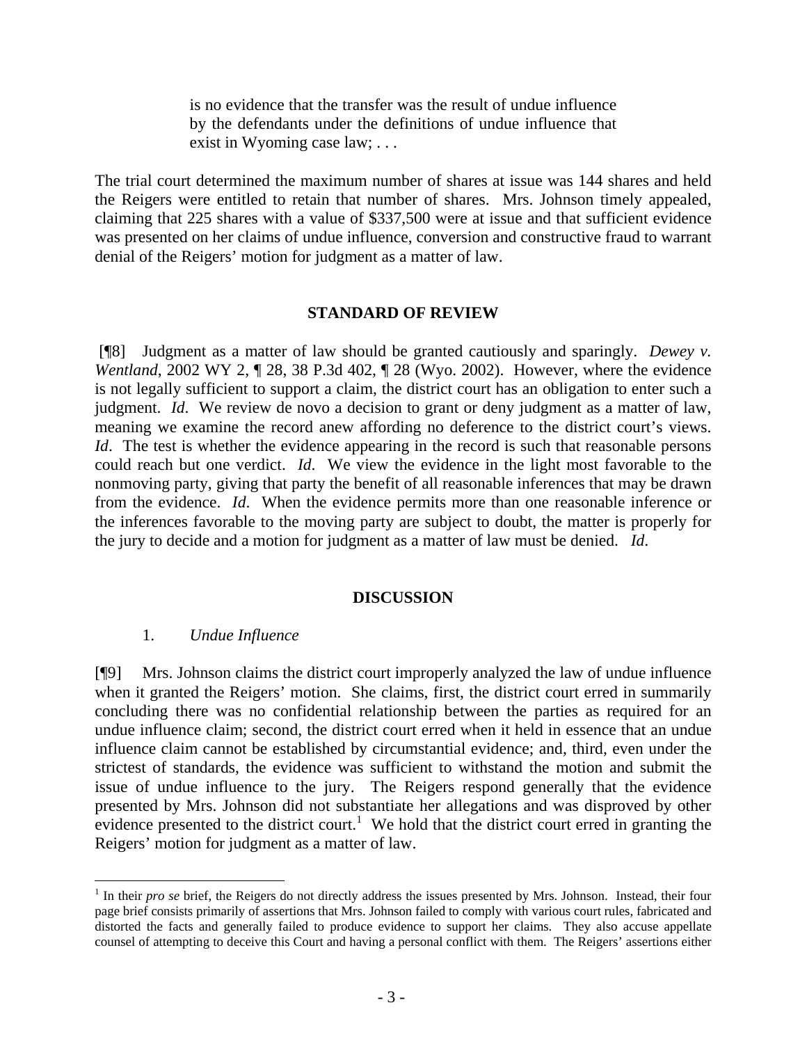> is no evidence that the transfer was the result of undue influence by the defendants under the definitions of undue influence that exist in Wyoming case law; . . .

The trial court determined the maximum number of shares at issue was 144 shares and held the Reigers were entitled to retain that number of shares. Mrs. Johnson timely appealed, claiming that 225 shares with a value of $337,500 were at issue and that sufficient evidence was presented on her claims of undue influence, conversion and constructive fraud to warrant denial of the Reigers' motion for judgment as a matter of law.

## STANDARD OF REVIEW

[¶8] Judgment as a matter of law should be granted cautiously and sparingly. *Dewey v. Wentland*, 2002 WY 2, ¶ 28, 38 P.3d 402, ¶ 28 (Wyo. 2002). However, where the evidence is not legally sufficient to support a claim, the district court has an obligation to enter such a judgment. *Id*. We review de novo a decision to grant or deny judgment as a matter of law, meaning we examine the record anew affording no deference to the district court's views. *Id*. The test is whether the evidence appearing in the record is such that reasonable persons could reach but one verdict. *Id*. We view the evidence in the light most favorable to the nonmoving party, giving that party the benefit of all reasonable inferences that may be drawn from the evidence. *Id*. When the evidence permits more than one reasonable inference or the inferences favorable to the moving party are subject to doubt, the matter is properly for the jury to decide and a motion for judgment as a matter of law must be denied. *Id.*

## DISCUSSION

### 1. *Undue Influence*

[¶9] Mrs. Johnson claims the district court improperly analyzed the law of undue influence when it granted the Reigers' motion. She claims, first, the district court erred in summarily concluding there was no confidential relationship between the parties as required for an undue influence claim; second, the district court erred when it held in essence that an undue influence claim cannot be established by circumstantial evidence; and, third, even under the strictest of standards, the evidence was sufficient to withstand the motion and submit the issue of undue influence to the jury. The Reigers respond generally that the evidence presented by Mrs. Johnson did not substantiate her allegations and was disproved by other evidence presented to the district court.[1] We hold that the district court erred in granting the Reigers' motion for judgment as a matter of law.

[1] In their *pro se* brief, the Reigers do not directly address the issues presented by Mrs. Johnson. Instead, their four page brief consists primarily of assertions that Mrs. Johnson failed to comply with various court rules, fabricated and distorted the facts and generally failed to produce evidence to support her claims. They also accuse appellate counsel of attempting to deceive this Court and having a personal conflict with them. The Reigers' assertions either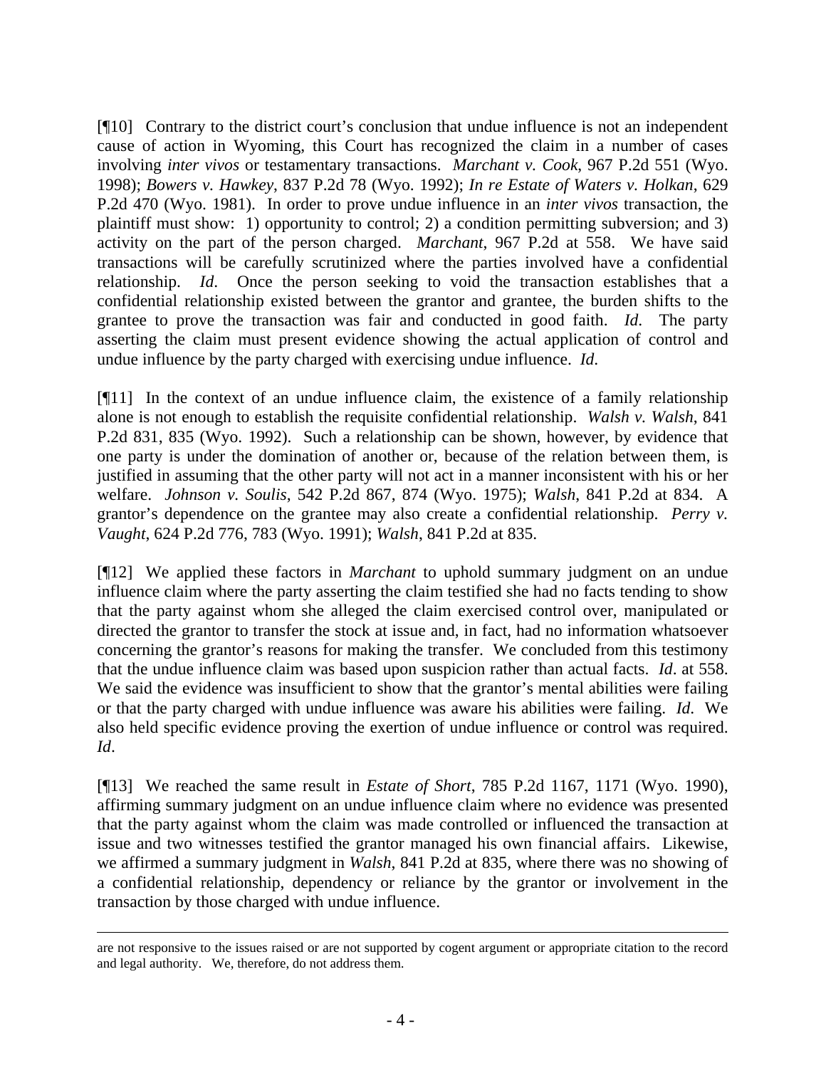[¶10] Contrary to the district court's conclusion that undue influence is not an independent cause of action in Wyoming, this Court has recognized the claim in a number of cases involving *inter vivos* or testamentary transactions. *Marchant v. Cook*, 967 P.2d 551 (Wyo. 1998); *Bowers v. Hawkey*, 837 P.2d 78 (Wyo. 1992); *In re Estate of Waters v. Holkan*, 629 P.2d 470 (Wyo. 1981). In order to prove undue influence in an *inter vivos* transaction, the plaintiff must show: 1) opportunity to control; 2) a condition permitting subversion; and 3) activity on the part of the person charged. *Marchant*, 967 P.2d at 558. We have said transactions will be carefully scrutinized where the parties involved have a confidential relationship. *Id*. Once the person seeking to void the transaction establishes that a confidential relationship existed between the grantor and grantee, the burden shifts to the grantee to prove the transaction was fair and conducted in good faith. *Id*. The party asserting the claim must present evidence showing the actual application of control and undue influence by the party charged with exercising undue influence. *Id*.

[¶11] In the context of an undue influence claim, the existence of a family relationship alone is not enough to establish the requisite confidential relationship. *Walsh v. Walsh*, 841 P.2d 831, 835 (Wyo. 1992). Such a relationship can be shown, however, by evidence that one party is under the domination of another or, because of the relation between them, is justified in assuming that the other party will not act in a manner inconsistent with his or her welfare. *Johnson v. Soulis*, 542 P.2d 867, 874 (Wyo. 1975); *Walsh*, 841 P.2d at 834. A grantor's dependence on the grantee may also create a confidential relationship. *Perry v. Vaught*, 624 P.2d 776, 783 (Wyo. 1991); *Walsh*, 841 P.2d at 835.

[¶12] We applied these factors in *Marchant* to uphold summary judgment on an undue influence claim where the party asserting the claim testified she had no facts tending to show that the party against whom she alleged the claim exercised control over, manipulated or directed the grantor to transfer the stock at issue and, in fact, had no information whatsoever concerning the grantor's reasons for making the transfer. We concluded from this testimony that the undue influence claim was based upon suspicion rather than actual facts. *Id*. at 558. We said the evidence was insufficient to show that the grantor's mental abilities were failing or that the party charged with undue influence was aware his abilities were failing. *Id*. We also held specific evidence proving the exertion of undue influence or control was required. *Id*.

[¶13] We reached the same result in *Estate of Short*, 785 P.2d 1167, 1171 (Wyo. 1990), affirming summary judgment on an undue influence claim where no evidence was presented that the party against whom the claim was made controlled or influenced the transaction at issue and two witnesses testified the grantor managed his own financial affairs. Likewise, we affirmed a summary judgment in *Walsh*, 841 P.2d at 835, where there was no showing of a confidential relationship, dependency or reliance by the grantor or involvement in the transaction by those charged with undue influence.

---

are not responsive to the issues raised or are not supported by cogent argument or appropriate citation to the record and legal authority. We, therefore, do not address them.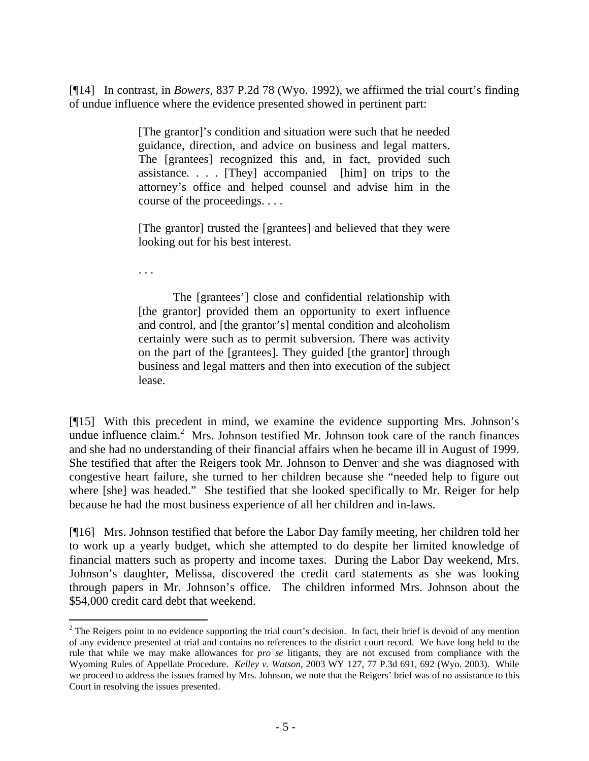[¶14] In contrast, in *Bowers*, 837 P.2d 78 (Wyo. 1992), we affirmed the trial court's finding of undue influence where the evidence presented showed in pertinent part:

> [The grantor]'s condition and situation were such that he needed guidance, direction, and advice on business and legal matters. The [grantees] recognized this and, in fact, provided such assistance. . . . [They] accompanied [him] on trips to the attorney's office and helped counsel and advise him in the course of the proceedings. . . .
>
> [The grantor] trusted the [grantees] and believed that they were looking out for his best interest.
>
> . . .
>
> The [grantees'] close and confidential relationship with [the grantor] provided them an opportunity to exert influence and control, and [the grantor's] mental condition and alcoholism certainly were such as to permit subversion. There was activity on the part of the [grantees]. They guided [the grantor] through business and legal matters and then into execution of the subject lease.

[¶15] With this precedent in mind, we examine the evidence supporting Mrs. Johnson's undue influence claim.[2] Mrs. Johnson testified Mr. Johnson took care of the ranch finances and she had no understanding of their financial affairs when he became ill in August of 1999. She testified that after the Reigers took Mr. Johnson to Denver and she was diagnosed with congestive heart failure, she turned to her children because she "needed help to figure out where [she] was headed." She testified that she looked specifically to Mr. Reiger for help because he had the most business experience of all her children and in-laws.

[¶16] Mrs. Johnson testified that before the Labor Day family meeting, her children told her to work up a yearly budget, which she attempted to do despite her limited knowledge of financial matters such as property and income taxes. During the Labor Day weekend, Mrs. Johnson's daughter, Melissa, discovered the credit card statements as she was looking through papers in Mr. Johnson's office. The children informed Mrs. Johnson about the $54,000 credit card debt that weekend.

---

[2] The Reigers point to no evidence supporting the trial court's decision. In fact, their brief is devoid of any mention of any evidence presented at trial and contains no references to the district court record. We have long held to the rule that while we may make allowances for *pro se* litigants, they are not excused from compliance with the Wyoming Rules of Appellate Procedure. *Kelley v. Watson*, 2003 WY 127, 77 P.3d 691, 692 (Wyo. 2003). While we proceed to address the issues framed by Mrs. Johnson, we note that the Reigers' brief was of no assistance to this Court in resolving the issues presented.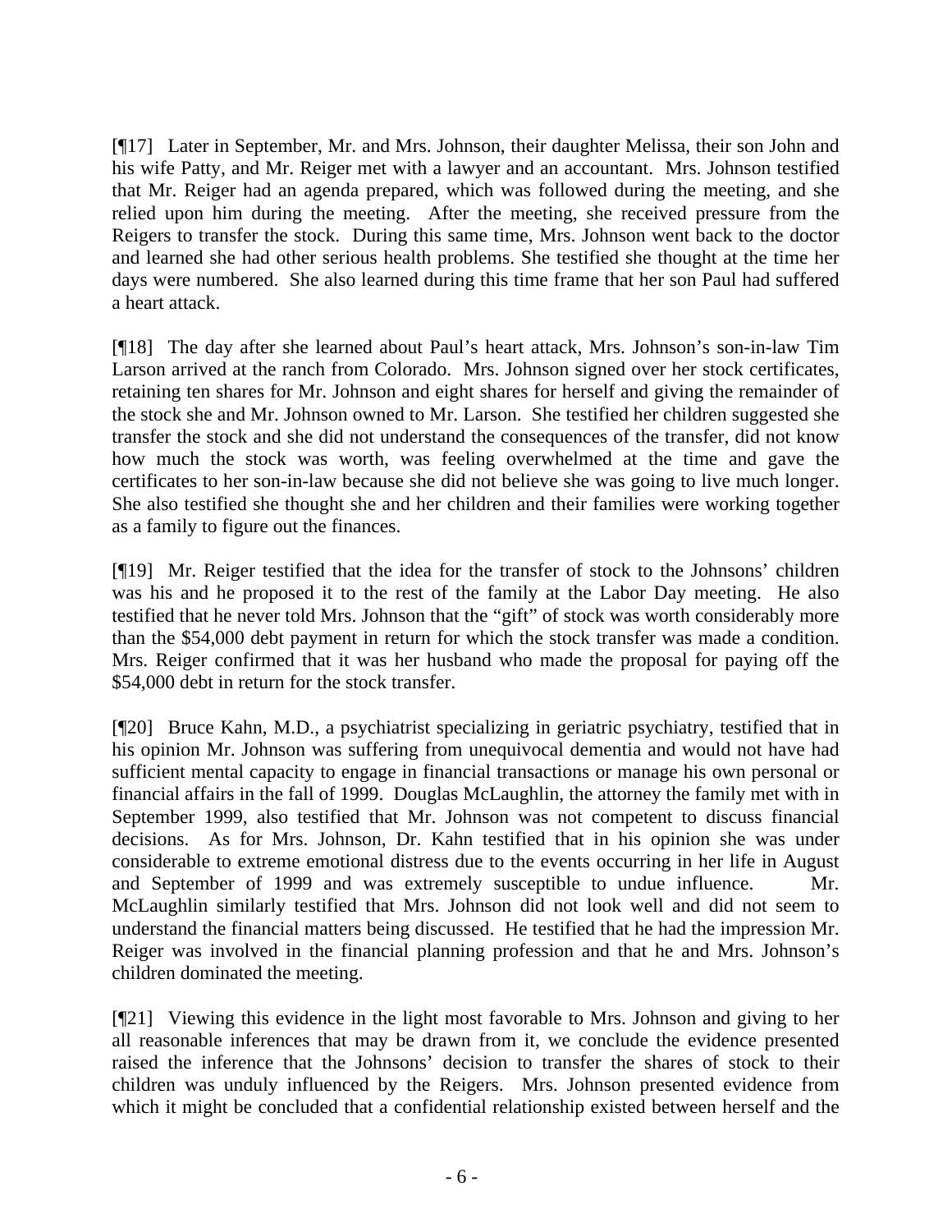[¶17] Later in September, Mr. and Mrs. Johnson, their daughter Melissa, their son John and his wife Patty, and Mr. Reiger met with a lawyer and an accountant. Mrs. Johnson testified that Mr. Reiger had an agenda prepared, which was followed during the meeting, and she relied upon him during the meeting. After the meeting, she received pressure from the Reigers to transfer the stock. During this same time, Mrs. Johnson went back to the doctor and learned she had other serious health problems. She testified she thought at the time her days were numbered. She also learned during this time frame that her son Paul had suffered a heart attack.

[¶18] The day after she learned about Paul's heart attack, Mrs. Johnson's son-in-law Tim Larson arrived at the ranch from Colorado. Mrs. Johnson signed over her stock certificates, retaining ten shares for Mr. Johnson and eight shares for herself and giving the remainder of the stock she and Mr. Johnson owned to Mr. Larson. She testified her children suggested she transfer the stock and she did not understand the consequences of the transfer, did not know how much the stock was worth, was feeling overwhelmed at the time and gave the certificates to her son-in-law because she did not believe she was going to live much longer. She also testified she thought she and her children and their families were working together as a family to figure out the finances.

[¶19] Mr. Reiger testified that the idea for the transfer of stock to the Johnsons' children was his and he proposed it to the rest of the family at the Labor Day meeting. He also testified that he never told Mrs. Johnson that the "gift" of stock was worth considerably more than the $54,000 debt payment in return for which the stock transfer was made a condition. Mrs. Reiger confirmed that it was her husband who made the proposal for paying off the $54,000 debt in return for the stock transfer.

[¶20] Bruce Kahn, M.D., a psychiatrist specializing in geriatric psychiatry, testified that in his opinion Mr. Johnson was suffering from unequivocal dementia and would not have had sufficient mental capacity to engage in financial transactions or manage his own personal or financial affairs in the fall of 1999. Douglas McLaughlin, the attorney the family met with in September 1999, also testified that Mr. Johnson was not competent to discuss financial decisions. As for Mrs. Johnson, Dr. Kahn testified that in his opinion she was under considerable to extreme emotional distress due to the events occurring in her life in August and September of 1999 and was extremely susceptible to undue influence. Mr. McLaughlin similarly testified that Mrs. Johnson did not look well and did not seem to understand the financial matters being discussed. He testified that he had the impression Mr. Reiger was involved in the financial planning profession and that he and Mrs. Johnson's children dominated the meeting.

[¶21] Viewing this evidence in the light most favorable to Mrs. Johnson and giving to her all reasonable inferences that may be drawn from it, we conclude the evidence presented raised the inference that the Johnsons' decision to transfer the shares of stock to their children was unduly influenced by the Reigers. Mrs. Johnson presented evidence from which it might be concluded that a confidential relationship existed between herself and the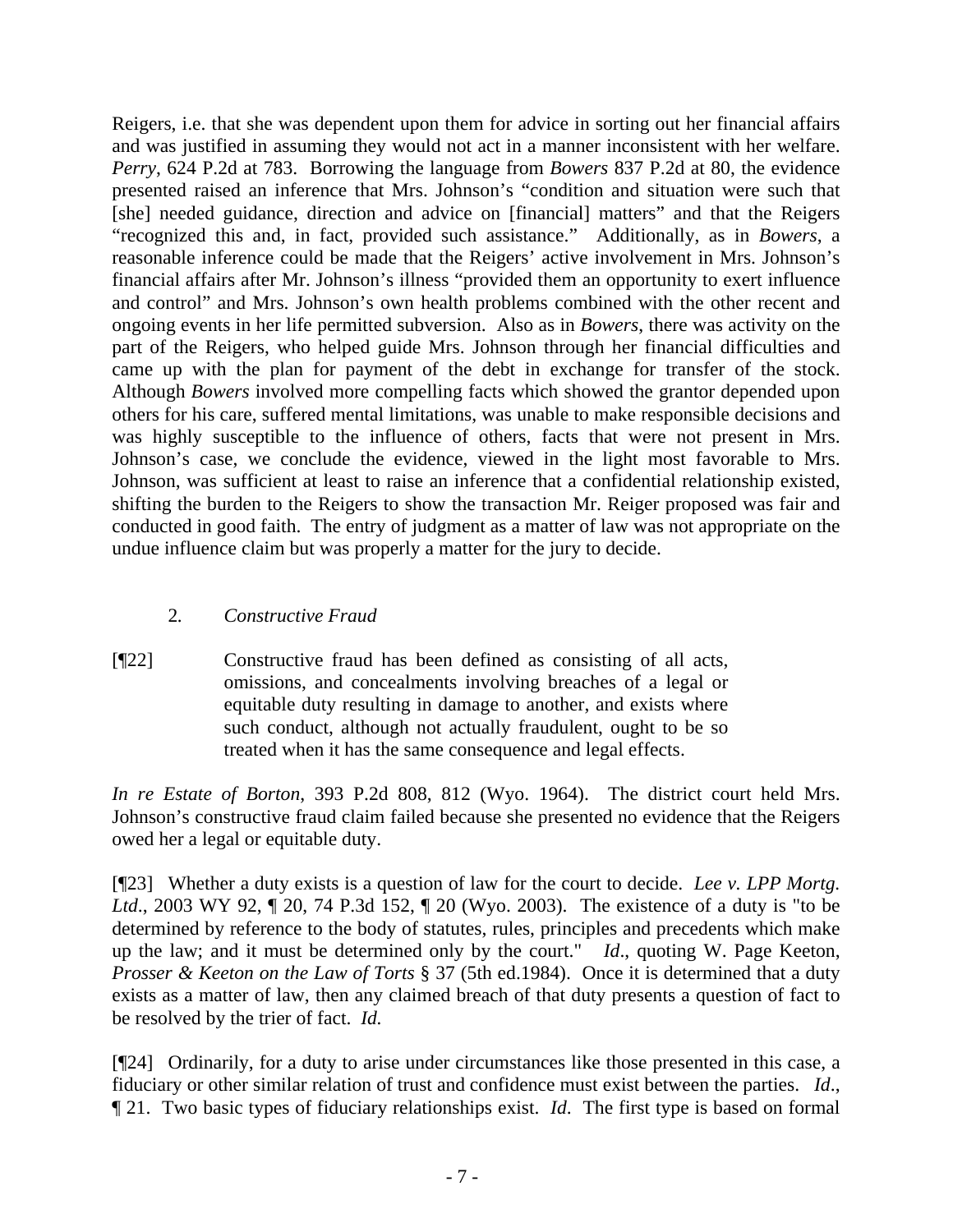Reigers, i.e. that she was dependent upon them for advice in sorting out her financial affairs and was justified in assuming they would not act in a manner inconsistent with her welfare. *Perry*, 624 P.2d at 783. Borrowing the language from *Bowers* 837 P.2d at 80, the evidence presented raised an inference that Mrs. Johnson's "condition and situation were such that [she] needed guidance, direction and advice on [financial] matters" and that the Reigers "recognized this and, in fact, provided such assistance." Additionally, as in *Bowers*, a reasonable inference could be made that the Reigers' active involvement in Mrs. Johnson's financial affairs after Mr. Johnson's illness "provided them an opportunity to exert influence and control" and Mrs. Johnson's own health problems combined with the other recent and ongoing events in her life permitted subversion. Also as in *Bowers*, there was activity on the part of the Reigers, who helped guide Mrs. Johnson through her financial difficulties and came up with the plan for payment of the debt in exchange for transfer of the stock. Although *Bowers* involved more compelling facts which showed the grantor depended upon others for his care, suffered mental limitations, was unable to make responsible decisions and was highly susceptible to the influence of others, facts that were not present in Mrs. Johnson's case, we conclude the evidence, viewed in the light most favorable to Mrs. Johnson, was sufficient at least to raise an inference that a confidential relationship existed, shifting the burden to the Reigers to show the transaction Mr. Reiger proposed was fair and conducted in good faith. The entry of judgment as a matter of law was not appropriate on the undue influence claim but was properly a matter for the jury to decide.

2. *Constructive Fraud*

[¶22] Constructive fraud has been defined as consisting of all acts, omissions, and concealments involving breaches of a legal or equitable duty resulting in damage to another, and exists where such conduct, although not actually fraudulent, ought to be so treated when it has the same consequence and legal effects.

*In re Estate of Borton*, 393 P.2d 808, 812 (Wyo. 1964). The district court held Mrs. Johnson's constructive fraud claim failed because she presented no evidence that the Reigers owed her a legal or equitable duty.

[¶23] Whether a duty exists is a question of law for the court to decide. *Lee v. LPP Mortg. Ltd*., 2003 WY 92, ¶ 20, 74 P.3d 152, ¶ 20 (Wyo. 2003). The existence of a duty is "to be determined by reference to the body of statutes, rules, principles and precedents which make up the law; and it must be determined only by the court." *Id*., quoting W. Page Keeton, *Prosser & Keeton on the Law of Torts* § 37 (5th ed.1984). Once it is determined that a duty exists as a matter of law, then any claimed breach of that duty presents a question of fact to be resolved by the trier of fact. *Id.*

[¶24] Ordinarily, for a duty to arise under circumstances like those presented in this case, a fiduciary or other similar relation of trust and confidence must exist between the parties. *Id*., ¶ 21. Two basic types of fiduciary relationships exist. *Id*. The first type is based on formal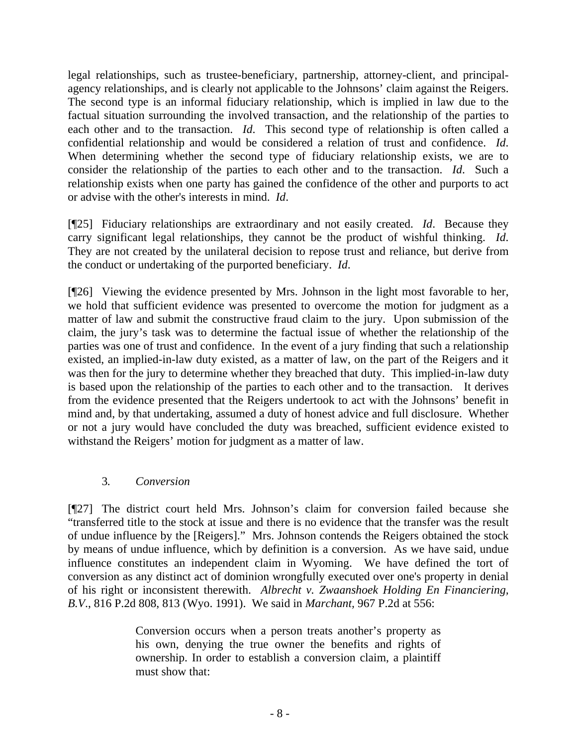legal relationships, such as trustee-beneficiary, partnership, attorney-client, and principal-agency relationships, and is clearly not applicable to the Johnsons' claim against the Reigers. The second type is an informal fiduciary relationship, which is implied in law due to the factual situation surrounding the involved transaction, and the relationship of the parties to each other and to the transaction. *Id*. This second type of relationship is often called a confidential relationship and would be considered a relation of trust and confidence. *Id*. When determining whether the second type of fiduciary relationship exists, we are to consider the relationship of the parties to each other and to the transaction. *Id*. Such a relationship exists when one party has gained the confidence of the other and purports to act or advise with the other's interests in mind. *Id*.

[¶25] Fiduciary relationships are extraordinary and not easily created. *Id*. Because they carry significant legal relationships, they cannot be the product of wishful thinking. *Id*. They are not created by the unilateral decision to repose trust and reliance, but derive from the conduct or undertaking of the purported beneficiary. *Id.*

[¶26] Viewing the evidence presented by Mrs. Johnson in the light most favorable to her, we hold that sufficient evidence was presented to overcome the motion for judgment as a matter of law and submit the constructive fraud claim to the jury. Upon submission of the claim, the jury's task was to determine the factual issue of whether the relationship of the parties was one of trust and confidence. In the event of a jury finding that such a relationship existed, an implied-in-law duty existed, as a matter of law, on the part of the Reigers and it was then for the jury to determine whether they breached that duty. This implied-in-law duty is based upon the relationship of the parties to each other and to the transaction. It derives from the evidence presented that the Reigers undertook to act with the Johnsons' benefit in mind and, by that undertaking, assumed a duty of honest advice and full disclosure. Whether or not a jury would have concluded the duty was breached, sufficient evidence existed to withstand the Reigers' motion for judgment as a matter of law.

### 3. *Conversion*

[¶27] The district court held Mrs. Johnson's claim for conversion failed because she "transferred title to the stock at issue and there is no evidence that the transfer was the result of undue influence by the [Reigers]." Mrs. Johnson contends the Reigers obtained the stock by means of undue influence, which by definition is a conversion. As we have said, undue influence constitutes an independent claim in Wyoming. We have defined the tort of conversion as any distinct act of dominion wrongfully executed over one's property in denial of his right or inconsistent therewith. *Albrecht v. Zwaanshoek Holding En Financiering, B.V.*, 816 P.2d 808, 813 (Wyo. 1991). We said in *Marchant,* 967 P.2d at 556:

> Conversion occurs when a person treats another's property as his own, denying the true owner the benefits and rights of ownership. In order to establish a conversion claim, a plaintiff must show that: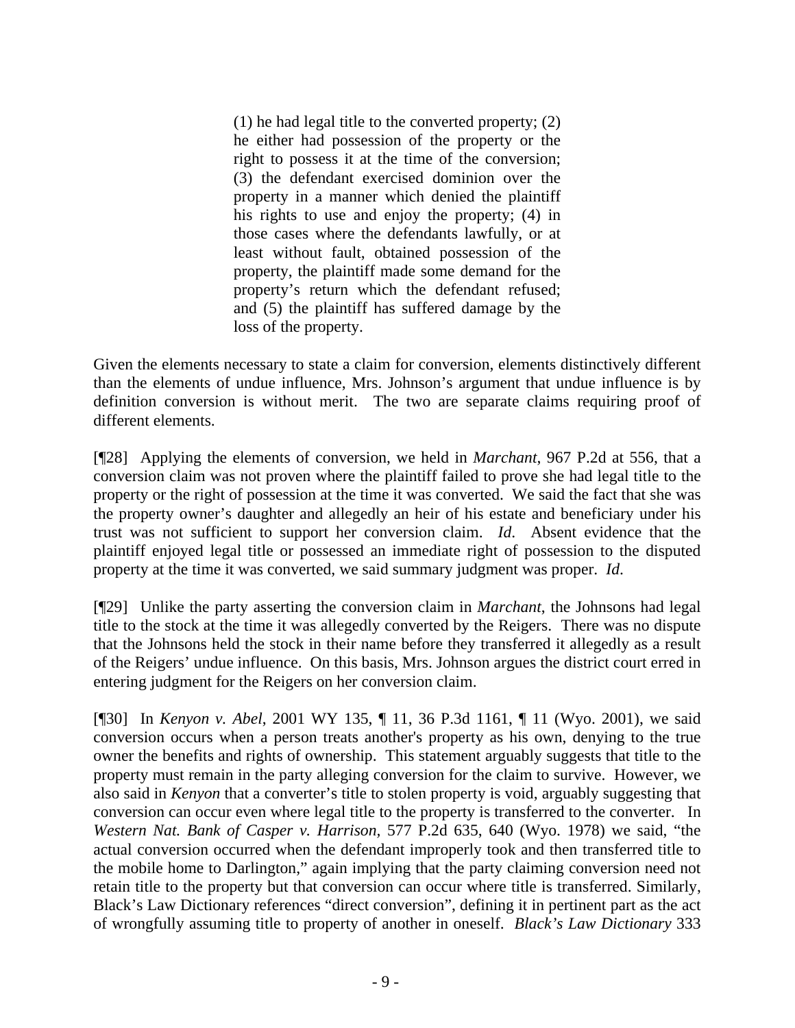> (1) he had legal title to the converted property; (2) he either had possession of the property or the right to possess it at the time of the conversion; (3) the defendant exercised dominion over the property in a manner which denied the plaintiff his rights to use and enjoy the property; (4) in those cases where the defendants lawfully, or at least without fault, obtained possession of the property, the plaintiff made some demand for the property's return which the defendant refused; and (5) the plaintiff has suffered damage by the loss of the property.

Given the elements necessary to state a claim for conversion, elements distinctively different than the elements of undue influence, Mrs. Johnson's argument that undue influence is by definition conversion is without merit. The two are separate claims requiring proof of different elements.

[¶28] Applying the elements of conversion, we held in *Marchant*, 967 P.2d at 556, that a conversion claim was not proven where the plaintiff failed to prove she had legal title to the property or the right of possession at the time it was converted. We said the fact that she was the property owner's daughter and allegedly an heir of his estate and beneficiary under his trust was not sufficient to support her conversion claim. *Id.* Absent evidence that the plaintiff enjoyed legal title or possessed an immediate right of possession to the disputed property at the time it was converted, we said summary judgment was proper. *Id*.

[¶29] Unlike the party asserting the conversion claim in *Marchant*, the Johnsons had legal title to the stock at the time it was allegedly converted by the Reigers. There was no dispute that the Johnsons held the stock in their name before they transferred it allegedly as a result of the Reigers' undue influence. On this basis, Mrs. Johnson argues the district court erred in entering judgment for the Reigers on her conversion claim.

[¶30] In *Kenyon v. Abel*, 2001 WY 135, ¶ 11, 36 P.3d 1161, ¶ 11 (Wyo. 2001), we said conversion occurs when a person treats another's property as his own, denying to the true owner the benefits and rights of ownership. This statement arguably suggests that title to the property must remain in the party alleging conversion for the claim to survive. However, we also said in *Kenyon* that a converter's title to stolen property is void, arguably suggesting that conversion can occur even where legal title to the property is transferred to the converter. In *Western Nat. Bank of Casper v. Harrison*, 577 P.2d 635, 640 (Wyo. 1978) we said, "the actual conversion occurred when the defendant improperly took and then transferred title to the mobile home to Darlington," again implying that the party claiming conversion need not retain title to the property but that conversion can occur where title is transferred. Similarly, Black's Law Dictionary references "direct conversion", defining it in pertinent part as the act of wrongfully assuming title to property of another in oneself. *Black's Law Dictionary* 333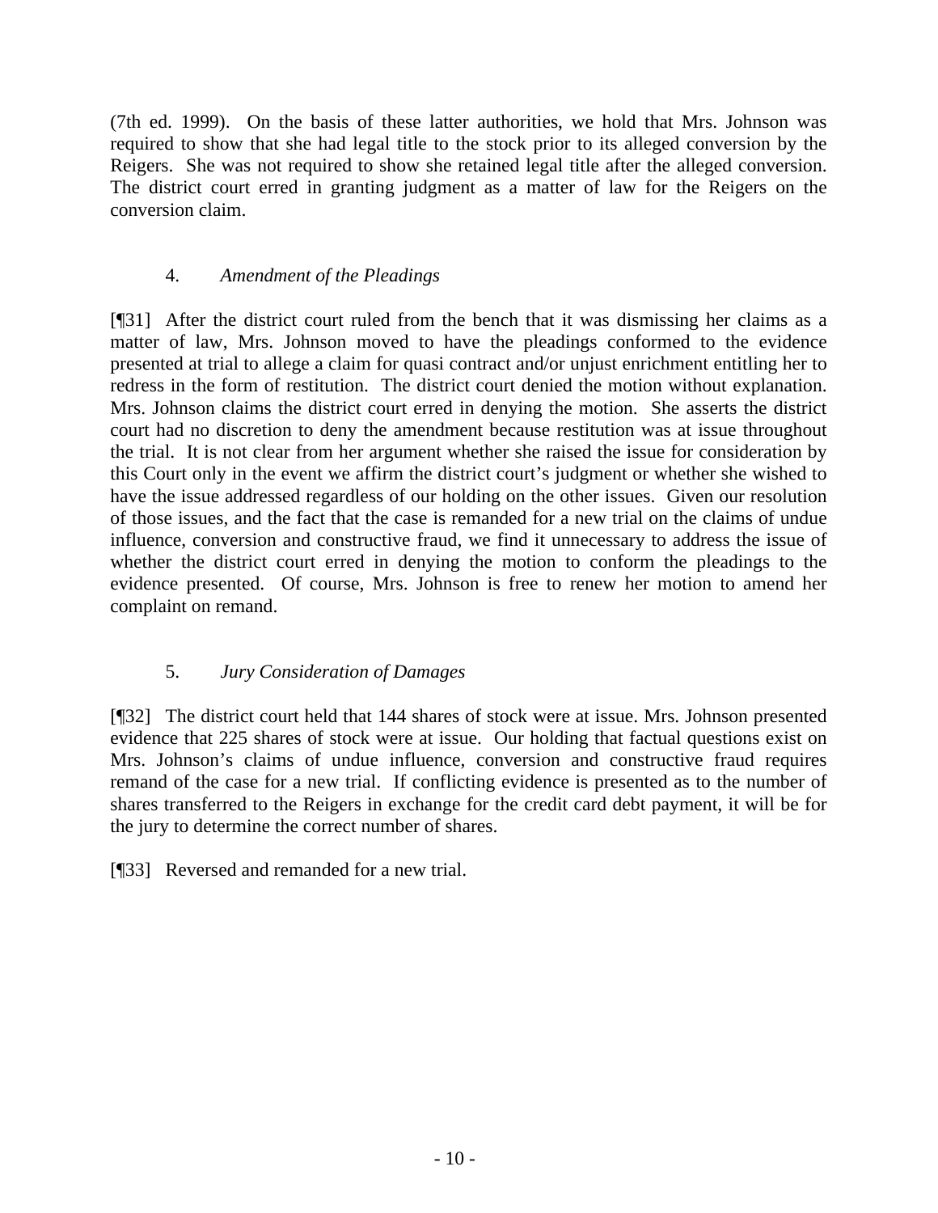(7th ed. 1999). On the basis of these latter authorities, we hold that Mrs. Johnson was required to show that she had legal title to the stock prior to its alleged conversion by the Reigers. She was not required to show she retained legal title after the alleged conversion. The district court erred in granting judgment as a matter of law for the Reigers on the conversion claim.

### 4. *Amendment of the Pleadings*

[¶31] After the district court ruled from the bench that it was dismissing her claims as a matter of law, Mrs. Johnson moved to have the pleadings conformed to the evidence presented at trial to allege a claim for quasi contract and/or unjust enrichment entitling her to redress in the form of restitution. The district court denied the motion without explanation. Mrs. Johnson claims the district court erred in denying the motion. She asserts the district court had no discretion to deny the amendment because restitution was at issue throughout the trial. It is not clear from her argument whether she raised the issue for consideration by this Court only in the event we affirm the district court's judgment or whether she wished to have the issue addressed regardless of our holding on the other issues. Given our resolution of those issues, and the fact that the case is remanded for a new trial on the claims of undue influence, conversion and constructive fraud, we find it unnecessary to address the issue of whether the district court erred in denying the motion to conform the pleadings to the evidence presented. Of course, Mrs. Johnson is free to renew her motion to amend her complaint on remand.

### 5. *Jury Consideration of Damages*

[¶32] The district court held that 144 shares of stock were at issue. Mrs. Johnson presented evidence that 225 shares of stock were at issue. Our holding that factual questions exist on Mrs. Johnson's claims of undue influence, conversion and constructive fraud requires remand of the case for a new trial. If conflicting evidence is presented as to the number of shares transferred to the Reigers in exchange for the credit card debt payment, it will be for the jury to determine the correct number of shares.

[¶33] Reversed and remanded for a new trial.